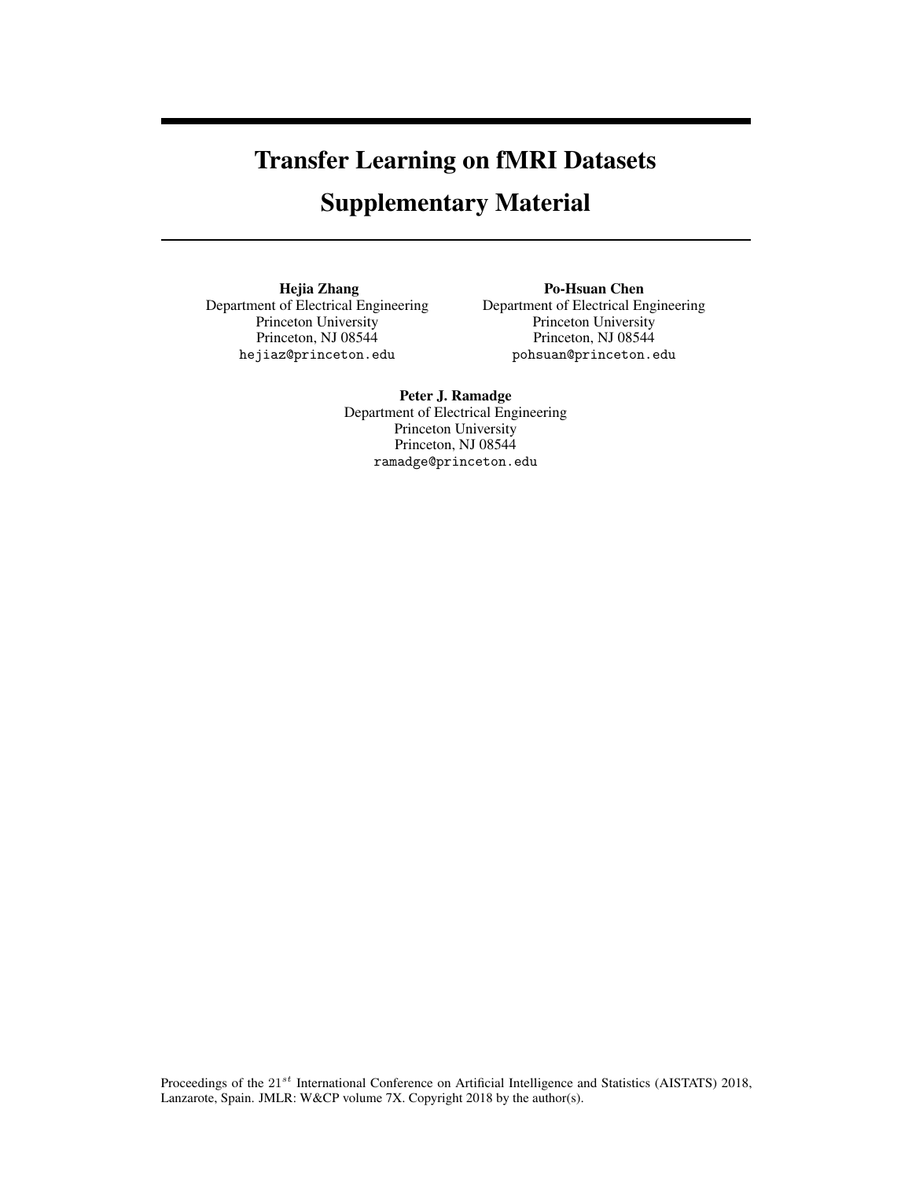# Transfer Learning on fMRI Datasets
# Supplementary Material

**Hejia Zhang**
Department of Electrical Engineering
Princeton University
Princeton, NJ 08544
`hejiaz@princeton.edu`

**Po-Hsuan Chen**
Department of Electrical Engineering
Princeton University
Princeton, NJ 08544
`pohsuan@princeton.edu`

**Peter J. Ramadge**
Department of Electrical Engineering
Princeton University
Princeton, NJ 08544
`ramadge@princeton.edu`

Proceedings of the $21^{st}$ International Conference on Artificial Intelligence and Statistics (AISTATS) 2018, Lanzarote, Spain. JMLR: W&CP volume 7X. Copyright 2018 by the author(s).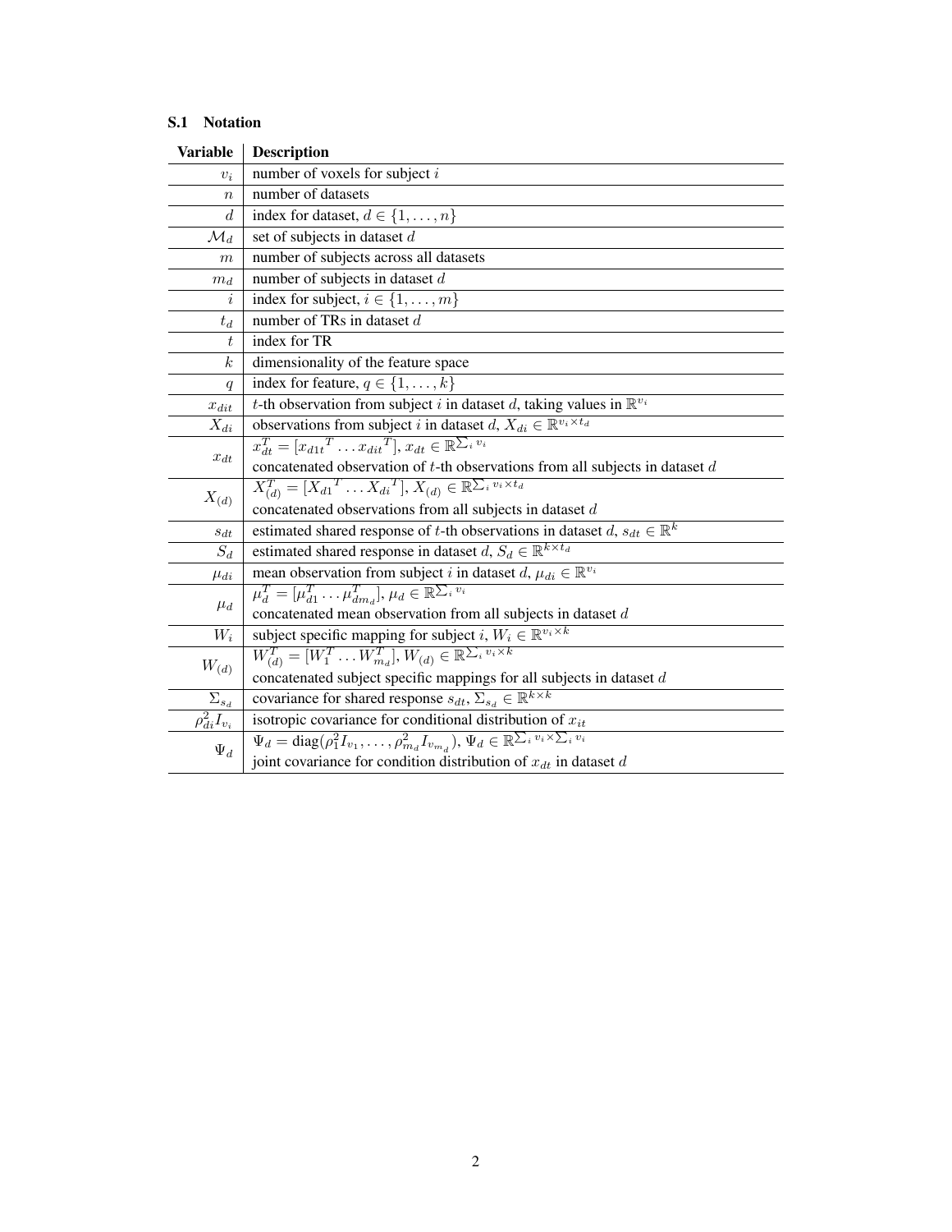### S.1 Notation

| Variable | Description |
|---|---|
| $v_i$ | number of voxels for subject $i$ |
| $n$ | number of datasets |
| $d$ | index for dataset, $d \in \{1, \dots, n\}$ |
| $\mathcal{M}_d$ | set of subjects in dataset $d$ |
| $m$ | number of subjects across all datasets |
| $m_d$ | number of subjects in dataset $d$ |
| $i$ | index for subject, $i \in \{1, \dots, m\}$ |
| $t_d$ | number of TRs in dataset $d$ |
| $t$ | index for TR |
| $k$ | dimensionality of the feature space |
| $q$ | index for feature, $q \in \{1, \dots, k\}$ |
| $x_{dit}$ | $t$-th observation from subject $i$ in dataset $d$, taking values in $\mathbb{R}^{v_i}$ |
| $X_{di}$ | observations from subject $i$ in dataset $d$, $X_{di} \in \mathbb{R}^{v_i \times t_d}$ |
| $x_{dt}$ | $x_{dt}^T = [{x_{d1t}}^T \dots {x_{dit}}^T]$, $x_{dt} \in \mathbb{R}^{\sum_i v_i}$ <br> concatenated observation of $t$-th observations from all subjects in dataset $d$ |
| $X_{(d)}$ | $X_{(d)}^T = [{X_{d1}}^T \dots {X_{di}}^T]$, $X_{(d)} \in \mathbb{R}^{\sum_i v_i \times t_d}$ <br> concatenated observations from all subjects in dataset $d$ |
| $s_{dt}$ | estimated shared response of $t$-th observations in dataset $d$, $s_{dt} \in \mathbb{R}^k$ |
| $S_d$ | estimated shared response in dataset $d$, $S_d \in \mathbb{R}^{k \times t_d}$ |
| $\mu_{di}$ | mean observation from subject $i$ in dataset $d$, $\mu_{di} \in \mathbb{R}^{v_i}$ |
| $\mu_d$ | $\mu_d^T = [\mu_{d1}^T \dots \mu_{dm_d}^T]$, $\mu_d \in \mathbb{R}^{\sum_i v_i}$ <br> concatenated mean observation from all subjects in dataset $d$ |
| $W_i$ | subject specific mapping for subject $i$, $W_i \in \mathbb{R}^{v_i \times k}$ |
| $W_{(d)}$ | $W_{(d)}^T = [W_1^T \dots W_{m_d}^T]$, $W_{(d)} \in \mathbb{R}^{\sum_i v_i \times k}$ <br> concatenated subject specific mappings for all subjects in dataset $d$ |
| $\Sigma_{s_d}$ | covariance for shared response $s_{dt}$, $\Sigma_{s_d} \in \mathbb{R}^{k \times k}$ |
| $\rho_{di}^2 I_{v_i}$ | isotropic covariance for conditional distribution of $x_{it}$ |
| $\Psi_d$ | $\Psi_d = \text{diag}(\rho_1^2 I_{v_1}, \dots, \rho_{m_d}^2 I_{v_{m_d}})$, $\Psi_d \in \mathbb{R}^{\sum_i v_i \times \sum_i v_i}$ <br> joint covariance for condition distribution of $x_{dt}$ in dataset $d$ |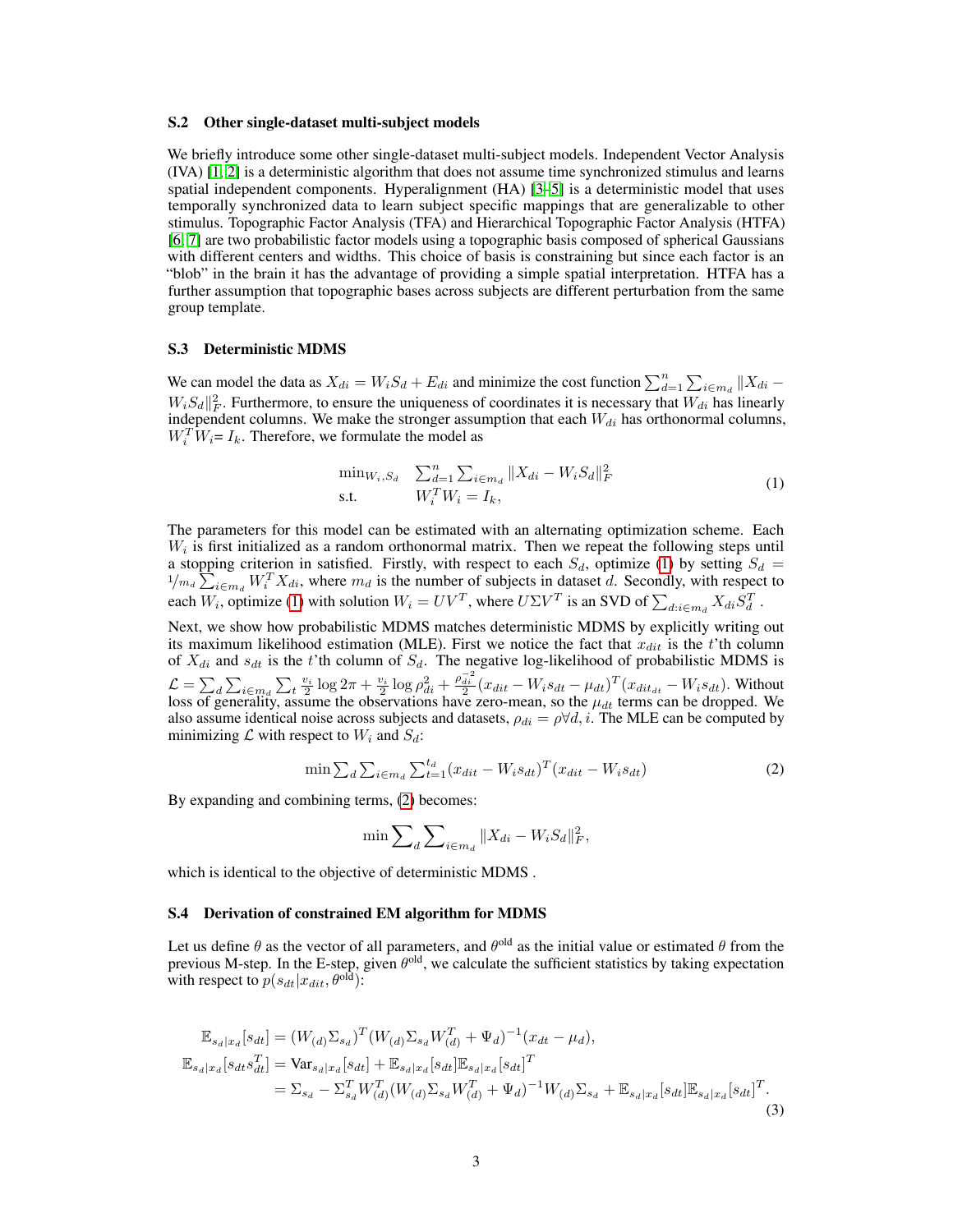### S.2 Other single-dataset multi-subject models

We briefly introduce some other single-dataset multi-subject models. Independent Vector Analysis (IVA) [1, 2] is a deterministic algorithm that does not assume time synchronized stimulus and learns spatial independent components. Hyperalignment (HA) [3–5] is a deterministic model that uses temporally synchronized data to learn subject specific mappings that are generalizable to other stimulus. Topographic Factor Analysis (TFA) and Hierarchical Topographic Factor Analysis (HTFA) [6, 7] are two probabilistic factor models using a topographic basis composed of spherical Gaussians with different centers and widths. This choice of basis is constraining but since each factor is an "blob" in the brain it has the advantage of providing a simple spatial interpretation. HTFA has a further assumption that topographic bases across subjects are different perturbation from the same group template.

### S.3 Deterministic MDMS

We can model the data as $X_{di} = W_i S_d + E_{di}$ and minimize the cost function $\sum_{d=1}^{n} \sum_{i \in m_d} \|X_{di} - W_i S_d\|_F^2$. Furthermore, to ensure the uniqueness of coordinates it is necessary that $W_{di}$ has linearly independent columns. We make the stronger assumption that each $W_{di}$ has orthonormal columns, $W_i^T W_i = I_k$. Therefore, we formulate the model as

$$
\begin{aligned}
\min_{W_i, S_d} \quad & \sum_{d=1}^{n} \sum_{i \in m_d} \|X_{di} - W_i S_d\|_F^2 \\
\text{s.t.} \quad & W_i^T W_i = I_k,
\end{aligned}
\tag{1}
$$

The parameters for this model can be estimated with an alternating optimization scheme. Each $W_i$ is first initialized as a random orthonormal matrix. Then we repeat the following steps until a stopping criterion in satisfied. Firstly, with respect to each $S_d$, optimize (1) by setting $S_d = {}^1/_{m_d} \sum_{i \in m_d} W_i^T X_{di}$, where $m_d$ is the number of subjects in dataset $d$. Secondly, with respect to each $W_i$, optimize (1) with solution $W_i = U V^T$, where $U \Sigma V^T$ is an SVD of $\sum_{d: i \in m_d} X_{di} S_d^T$ .

Next, we show how probabilistic MDMS matches deterministic MDMS by explicitly writing out its maximum likelihood estimation (MLE). First we notice the fact that $x_{dit}$ is the $t$'th column of $X_{di}$ and $s_{dt}$ is the $t$'th column of $S_d$. The negative log-likelihood of probabilistic MDMS is $\mathcal{L} = \sum_d \sum_{i \in m_d} \sum_t \frac{v_i}{2} \log 2\pi + \frac{v_i}{2} \log \rho_{di}^2 + \frac{\rho_{di}^{-2}}{2} (x_{dit} - W_i s_{dt} - \mu_{dt})^T (x_{dit_{dt}} - W_i s_{dt})$. Without loss of generality, assume the observations have zero-mean, so the $\mu_{dt}$ terms can be dropped. We also assume identical noise across subjects and datasets, $\rho_{di} = \rho \forall d, i$. The MLE can be computed by minimizing $\mathcal{L}$ with respect to $W_i$ and $S_d$:

$$
\min \sum_d \sum_{i \in m_d} \sum_{t=1}^{t_d} (x_{dit} - W_i s_{dt})^T (x_{dit} - W_i s_{dt}) \tag{2}
$$

By expanding and combining terms, (2) becomes:

$$
\min \sum_d \sum_{i \in m_d} \|X_{di} - W_i S_d\|_F^2,
$$

which is identical to the objective of deterministic MDMS .

### S.4 Derivation of constrained EM algorithm for MDMS

Let us define $\theta$ as the vector of all parameters, and $\theta^{\text{old}}$ as the initial value or estimated $\theta$ from the previous M-step. In the E-step, given $\theta^{\text{old}}$, we calculate the sufficient statistics by taking expectation with respect to $p(s_{dt}|x_{dit}, \theta^{\text{old}})$:

$$
\begin{aligned}
\mathbb{E}_{s_d|x_d}[s_{dt}] &= (W_{(d)} \Sigma_{s_d})^T (W_{(d)} \Sigma_{s_d} W_{(d)}^T + \Psi_d)^{-1} (x_{dt} - \mu_d), \\
\mathbb{E}_{s_d|x_d}[s_{dt} s_{dt}^T] &= \text{Var}_{s_d|x_d}[s_{dt}] + \mathbb{E}_{s_d|x_d}[s_{dt}] \mathbb{E}_{s_d|x_d}[s_{dt}]^T \\
&= \Sigma_{s_d} - \Sigma_{s_d}^T W_{(d)}^T (W_{(d)} \Sigma_{s_d} W_{(d)}^T + \Psi_d)^{-1} W_{(d)} \Sigma_{s_d} + \mathbb{E}_{s_d|x_d}[s_{dt}] \mathbb{E}_{s_d|x_d}[s_{dt}]^T.
\end{aligned}
\tag{3}
$$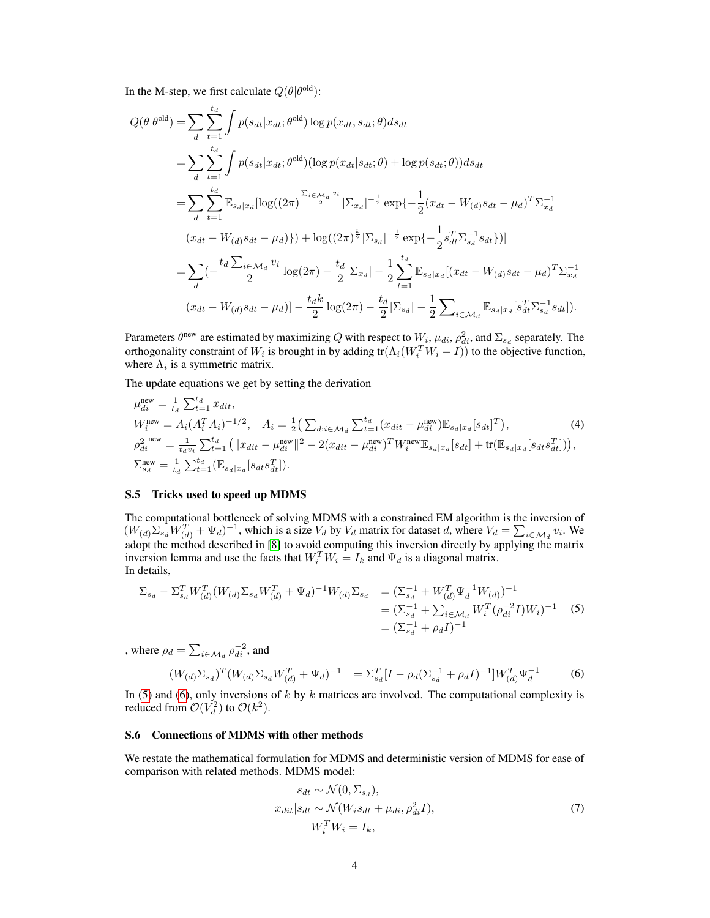In the M-step, we first calculate $Q(\theta|\theta^{\text{old}})$:

$$
\begin{aligned}
Q(\theta|\theta^{\text{old}}) &= \sum_{d} \sum_{t=1}^{t_d} \int p(s_{dt}|x_{dt}; \theta^{\text{old}}) \log p(x_{dt}, s_{dt}; \theta) ds_{dt} \\
&= \sum_{d} \sum_{t=1}^{t_d} \int p(s_{dt}|x_{dt}; \theta^{\text{old}}) (\log p(x_{dt}|s_{dt}; \theta) + \log p(s_{dt}; \theta)) ds_{dt} \\
&= \sum_{d} \sum_{t=1}^{t_d} \mathbb{E}_{s_d|x_d}[\log((2\pi)^{\frac{\sum_{i\in\mathcal{M}_d} v_i}{2}} |\Sigma_{x_d}|^{-\frac{1}{2}} \exp\{-\frac{1}{2}(x_{dt} - W_{(d)}s_{dt} - \mu_d)^T \Sigma_{x_d}^{-1} \\
&\quad (x_{dt} - W_{(d)}s_{dt} - \mu_d)\}) + \log((2\pi)^{\frac{k}{2}} |\Sigma_{s_d}|^{-\frac{1}{2}} \exp\{-\frac{1}{2} s_{dt}^T \Sigma_{s_d}^{-1} s_{dt}\})] \\
&= \sum_{d} (-\frac{t_d \sum_{i\in\mathcal{M}_d} v_i}{2} \log(2\pi) - \frac{t_d}{2}|\Sigma_{x_d}| - \frac{1}{2}\sum_{t=1}^{t_d} \mathbb{E}_{s_d|x_d}[(x_{dt} - W_{(d)}s_{dt} - \mu_d)^T \Sigma_{x_d}^{-1} \\
&\quad (x_{dt} - W_{(d)}s_{dt} - \mu_d)] - \frac{t_d k}{2}\log(2\pi) - \frac{t_d}{2}|\Sigma_{s_d}| - \frac{1}{2}\sum_{i\in\mathcal{M}_d} \mathbb{E}_{s_d|x_d}[s_{dt}^T \Sigma_{s_d}^{-1} s_{dt}]).
\end{aligned}
$$

Parameters $\theta^{\text{new}}$ are estimated by maximizing $Q$ with respect to $W_i$, $\mu_{di}$, $\rho_{di}^2$, and $\Sigma_{s_d}$ separately. The orthogonality constraint of $W_i$ is brought in by adding $\text{tr}(\Lambda_i(W_i^T W_i - I))$ to the objective function, where $\Lambda_i$ is a symmetric matrix.

The update equations we get by setting the derivation

$$
\begin{aligned}
&\mu_{di}^{\text{new}} = \tfrac{1}{t_d}\textstyle\sum_{t=1}^{t_d} x_{dit}, \\
&W_i^{\text{new}} = A_i(A_i^T A_i)^{-1/2}, \quad A_i = \tfrac{1}{2}\big(\textstyle\sum_{d:i\in\mathcal{M}_d}\sum_{t=1}^{t_d}(x_{dit} - \mu_{di}^{\text{new}})\mathbb{E}_{s_d|x_d}[s_{dt}]^T\big), \\
&{\rho_{di}^2}^{\text{new}} = \tfrac{1}{t_d v_i}\textstyle\sum_{t=1}^{t_d}\big(\|x_{dit} - \mu_{di}^{\text{new}}\|^2 - 2(x_{dit} - \mu_{di}^{\text{new}})^T W_i^{\text{new}} \mathbb{E}_{s_d|x_d}[s_{dt}] + \text{tr}(\mathbb{E}_{s_d|x_d}[s_{dt}s_{dt}^T])\big), \\
&\Sigma_{s_d}^{\text{new}} = \tfrac{1}{t_d}\textstyle\sum_{t=1}^{t_d}(\mathbb{E}_{s_d|x_d}[s_{dt}s_{dt}^T]).
\end{aligned}
\tag{4}
$$

### S.5 Tricks used to speed up MDMS

The computational bottleneck of solving MDMS with a constrained EM algorithm is the inversion of $(W_{(d)}\Sigma_{s_d}W_{(d)}^T + \Psi_d)^{-1}$, which is a size $V_d$ by $V_d$ matrix for dataset $d$, where $V_d = \sum_{i\in\mathcal{M}_d} v_i$. We adopt the method described in [8] to avoid computing this inversion directly by applying the matrix inversion lemma and use the facts that $W_i^T W_i = I_k$ and $\Psi_d$ is a diagonal matrix.
In details,

$$
\begin{aligned}
\Sigma_{s_d} - \Sigma_{s_d}^T W_{(d)}^T (W_{(d)}\Sigma_{s_d}W_{(d)}^T + \Psi_d)^{-1} W_{(d)}\Sigma_{s_d} &= (\Sigma_{s_d}^{-1} + W_{(d)}^T \Psi_d^{-1} W_{(d)})^{-1} \\
&= (\Sigma_{s_d}^{-1} + \textstyle\sum_{i\in\mathcal{M}_d} W_i^T(\rho_{di}^{-2} I)W_i)^{-1} \\
&= (\Sigma_{s_d}^{-1} + \rho_d I)^{-1}
\end{aligned}
\tag{5}
$$

, where $\rho_d = \sum_{i\in\mathcal{M}_d} \rho_{di}^{-2}$, and

$$
(W_{(d)}\Sigma_{s_d})^T (W_{(d)}\Sigma_{s_d}W_{(d)}^T + \Psi_d)^{-1} = \Sigma_{s_d}^T [I - \rho_d(\Sigma_{s_d}^{-1} + \rho_d I)^{-1}] W_{(d)}^T \Psi_d^{-1} \tag{6}
$$

In (5) and (6), only inversions of $k$ by $k$ matrices are involved. The computational complexity is reduced from $\mathcal{O}(V_d^2)$ to $\mathcal{O}(k^2)$.

### S.6 Connections of MDMS with other methods

We restate the mathematical formulation for MDMS and deterministic version of MDMS for ease of comparison with related methods. MDMS model:

$$
\begin{aligned}
s_{dt} &\sim \mathcal{N}(0, \Sigma_{s_d}), \\
x_{dit}|s_{dt} &\sim \mathcal{N}(W_i s_{dt} + \mu_{di}, \rho_{di}^2 I), \\
W_i^T W_i &= I_k,
\end{aligned}
\tag{7}
$$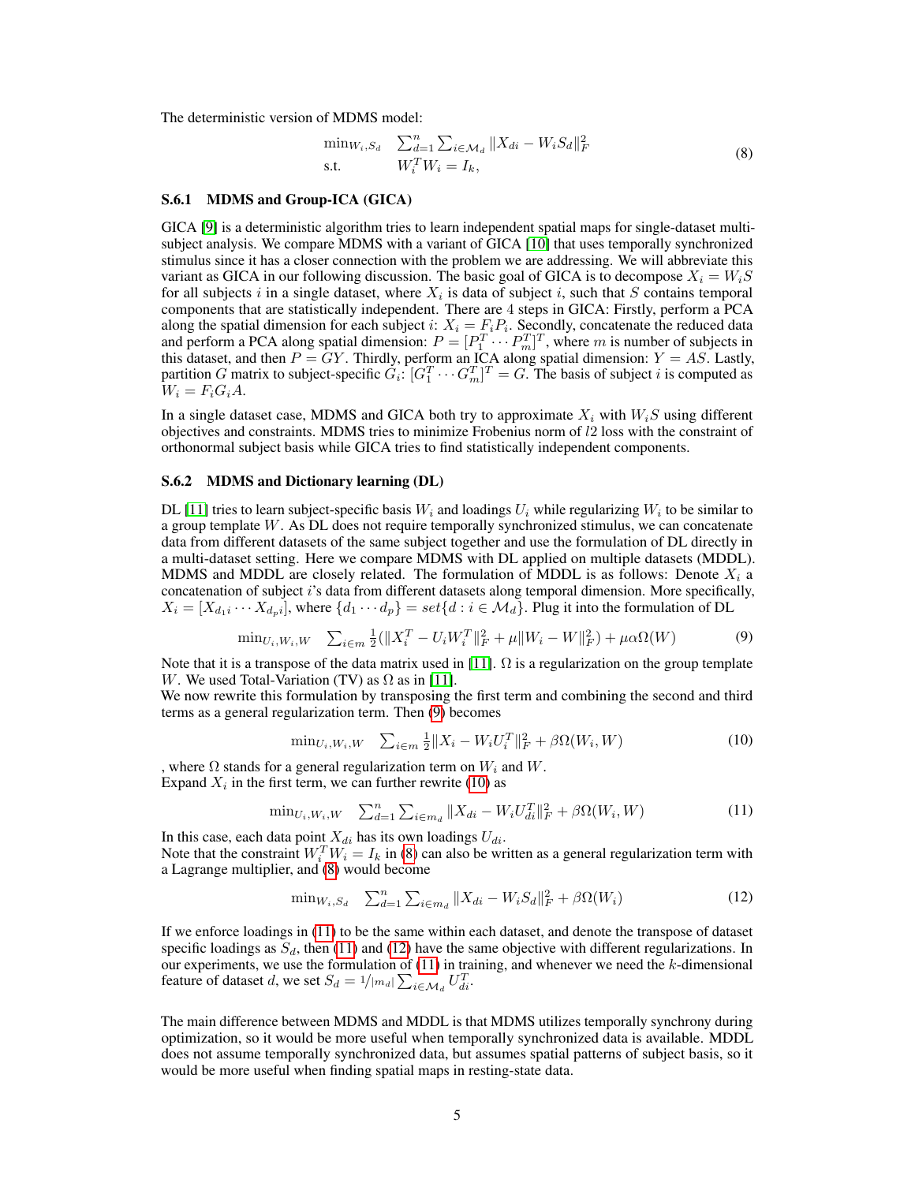The deterministic version of MDMS model:

$$
\begin{array}{ll}
\min_{W_i, S_d} & \sum_{d=1}^{n} \sum_{i \in \mathcal{M}_d} \|X_{di} - W_i S_d\|_F^2 \\
\text{s.t.} & W_i^T W_i = I_k,
\end{array}
\tag{8}
$$

### S.6.1 MDMS and Group-ICA (GICA)

GICA [9] is a deterministic algorithm tries to learn independent spatial maps for single-dataset multi-subject analysis. We compare MDMS with a variant of GICA [10] that uses temporally synchronized stimulus since it has a closer connection with the problem we are addressing. We will abbreviate this variant as GICA in our following discussion. The basic goal of GICA is to decompose $X_i = W_i S$ for all subjects $i$ in a single dataset, where $X_i$ is data of subject $i$, such that $S$ contains temporal components that are statistically independent. There are 4 steps in GICA: Firstly, perform a PCA along the spatial dimension for each subject $i$: $X_i = F_i P_i$. Secondly, concatenate the reduced data and perform a PCA along spatial dimension: $P = [P_1^T \cdots P_m^T]^T$, where $m$ is number of subjects in this dataset, and then $P = GY$. Thirdly, perform an ICA along spatial dimension: $Y = AS$. Lastly, partition $G$ matrix to subject-specific $G_i$: $[G_1^T \cdots G_m^T]^T = G$. The basis of subject $i$ is computed as $W_i = F_i G_i A$.

In a single dataset case, MDMS and GICA both try to approximate $X_i$ with $W_i S$ using different objectives and constraints. MDMS tries to minimize Frobenius norm of $l2$ loss with the constraint of orthonormal subject basis while GICA tries to find statistically independent components.

### S.6.2 MDMS and Dictionary learning (DL)

DL [11] tries to learn subject-specific basis $W_i$ and loadings $U_i$ while regularizing $W_i$ to be similar to a group template $W$. As DL does not require temporally synchronized stimulus, we can concatenate data from different datasets of the same subject together and use the formulation of DL directly in a multi-dataset setting. Here we compare MDMS with DL applied on multiple datasets (MDDL). MDMS and MDDL are closely related. The formulation of MDDL is as follows: Denote $X_i$ a concatenation of subject $i$'s data from different datasets along temporal dimension. More specifically, $X_i = [X_{d_1 i} \cdots X_{d_p i}]$, where $\{d_1 \cdots d_p\} = set\{d : i \in \mathcal{M}_d\}$. Plug it into the formulation of DL

$$
\min_{U_i, W_i, W} \quad \sum_{i \in m} \tfrac{1}{2}(\|X_i^T - U_i W_i^T\|_F^2 + \mu \|W_i - W\|_F^2) + \mu\alpha\Omega(W) \tag{9}
$$

Note that it is a transpose of the data matrix used in [11]. $\Omega$ is a regularization on the group template $W$. We used Total-Variation (TV) as $\Omega$ as in [11].
We now rewrite this formulation by transposing the first term and combining the second and third terms as a general regularization term. Then (9) becomes

$$
\min_{U_i, W_i, W} \quad \sum_{i \in m} \tfrac{1}{2}\|X_i - W_i U_i^T\|_F^2 + \beta\Omega(W_i, W) \tag{10}
$$

, where $\Omega$ stands for a general regularization term on $W_i$ and $W$.
Expand $X_i$ in the first term, we can further rewrite (10) as

$$
\min_{U_i, W_i, W} \quad \sum_{d=1}^{n} \sum_{i \in m_d} \|X_{di} - W_i U_{di}^T\|_F^2 + \beta\Omega(W_i, W) \tag{11}
$$

In this case, each data point $X_{di}$ has its own loadings $U_{di}$.
Note that the constraint $W_i^T W_i = I_k$ in (8) can also be written as a general regularization term with a Lagrange multiplier, and (8) would become

$$
\min_{W_i, S_d} \quad \sum_{d=1}^{n} \sum_{i \in m_d} \|X_{di} - W_i S_d\|_F^2 + \beta\Omega(W_i) \tag{12}
$$

If we enforce loadings in (11) to be the same within each dataset, and denote the transpose of dataset specific loadings as $S_d$, then (11) and (12) have the same objective with different regularizations. In our experiments, we use the formulation of (11) in training, and whenever we need the $k$-dimensional feature of dataset $d$, we set $S_d = {}^1\!/_{|m_d|} \sum_{i \in \mathcal{M}_d} U_{di}^T$.

The main difference between MDMS and MDDL is that MDMS utilizes temporally synchrony during optimization, so it would be more useful when temporally synchronized data is available. MDDL does not assume temporally synchronized data, but assumes spatial patterns of subject basis, so it would be more useful when finding spatial maps in resting-state data.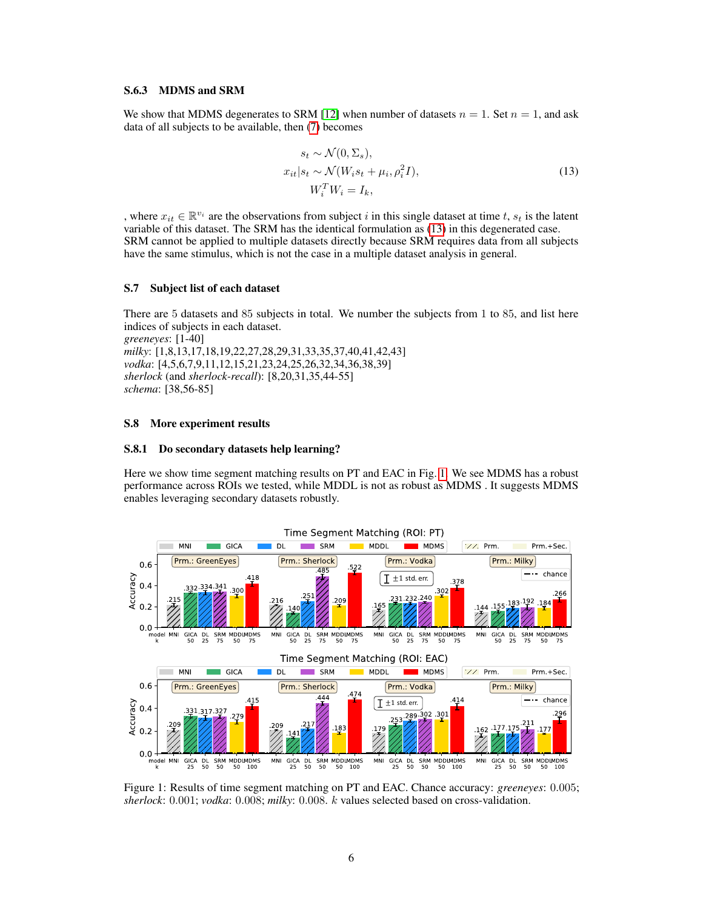### S.6.3 MDMS and SRM

We show that MDMS degenerates to SRM [12] when number of datasets $n = 1$. Set $n = 1$, and ask data of all subjects to be available, then (7) becomes

$$
\begin{aligned}
s_t &\sim \mathcal{N}(0, \Sigma_s), \\
x_{it} | s_t &\sim \mathcal{N}(W_i s_t + \mu_i, \rho_i^2 I), \\
W_i^T W_i &= I_k,
\end{aligned}
\tag{13}
$$

, where $x_{it} \in \mathbb{R}^{v_i}$ are the observations from subject $i$ in this single dataset at time $t$, $s_t$ is the latent variable of this dataset. The SRM has the identical formulation as (13) in this degenerated case. SRM cannot be applied to multiple datasets directly because SRM requires data from all subjects have the same stimulus, which is not the case in a multiple dataset analysis in general.

## S.7 Subject list of each dataset

There are 5 datasets and 85 subjects in total. We number the subjects from 1 to 85, and list here indices of subjects in each dataset.
*greeneyes*: [1-40]
*milky*: [1,8,13,17,18,19,22,27,28,29,31,33,35,37,40,41,42,43]
*vodka*: [4,5,6,7,9,11,12,15,21,23,24,25,26,32,34,36,38,39]
*sherlock* (and *sherlock-recall*): [8,20,31,35,44-55]
*schema*: [38,56-85]

## S.8 More experiment results

### S.8.1 Do secondary datasets help learning?

Here we show time segment matching results on PT and EAC in Fig. 1. We see MDMS has a robust performance across ROIs we tested, while MDDL is not as robust as MDMS . It suggests MDMS enables leveraging secondary datasets robustly.

Figure 1: Results of time segment matching on PT and EAC. Chance accuracy: *greeneyes*: 0.005; *sherlock*: 0.001; *vodka*: 0.008; *milky*: 0.008. $k$ values selected based on cross-validation.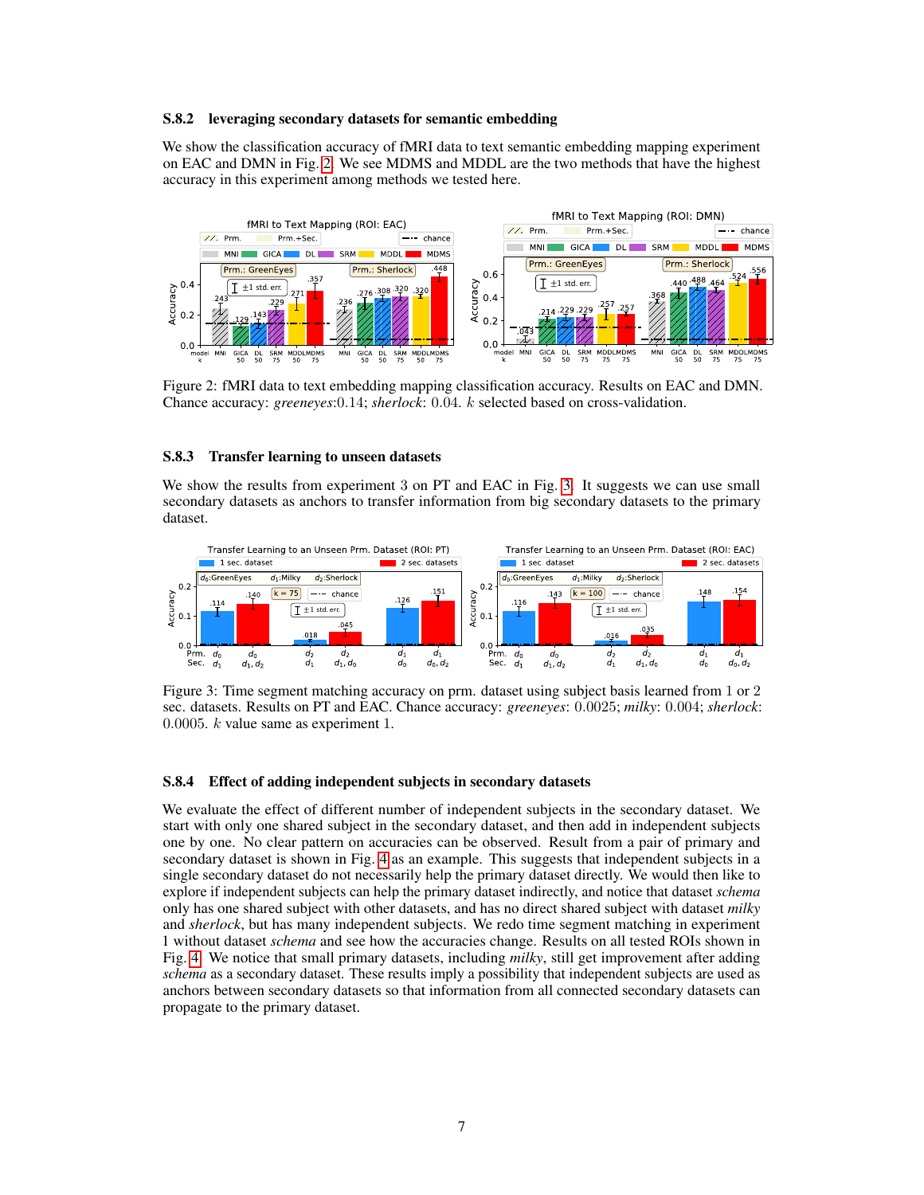### S.8.2 leveraging secondary datasets for semantic embedding

We show the classification accuracy of fMRI data to text semantic embedding mapping experiment on EAC and DMN in Fig. 2. We see MDMS and MDDL are the two methods that have the highest accuracy in this experiment among methods we tested here.

Figure 2: fMRI data to text embedding mapping classification accuracy. Results on EAC and DMN. Chance accuracy: *greeneyes*:0.14; *sherlock*: 0.04. $k$ selected based on cross-validation.

### S.8.3 Transfer learning to unseen datasets

We show the results from experiment 3 on PT and EAC in Fig. 3. It suggests we can use small secondary datasets as anchors to transfer information from big secondary datasets to the primary dataset.

Figure 3: Time segment matching accuracy on prm. dataset using subject basis learned from 1 or 2 sec. datasets. Results on PT and EAC. Chance accuracy: *greeneyes*: 0.0025; *milky*: 0.004; *sherlock*: 0.0005. $k$ value same as experiment 1.

### S.8.4 Effect of adding independent subjects in secondary datasets

We evaluate the effect of different number of independent subjects in the secondary dataset. We start with only one shared subject in the secondary dataset, and then add in independent subjects one by one. No clear pattern on accuracies can be observed. Result from a pair of primary and secondary dataset is shown in Fig. 4 as an example. This suggests that independent subjects in a single secondary dataset do not necessarily help the primary dataset directly. We would then like to explore if independent subjects can help the primary dataset indirectly, and notice that dataset *schema* only has one shared subject with other datasets, and has no direct shared subject with dataset *milky* and *sherlock*, but has many independent subjects. We redo time segment matching in experiment 1 without dataset *schema* and see how the accuracies change. Results on all tested ROIs shown in Fig. 4. We notice that small primary datasets, including *milky*, still get improvement after adding *schema* as a secondary dataset. These results imply a possibility that independent subjects are used as anchors between secondary datasets so that information from all connected secondary datasets can propagate to the primary dataset.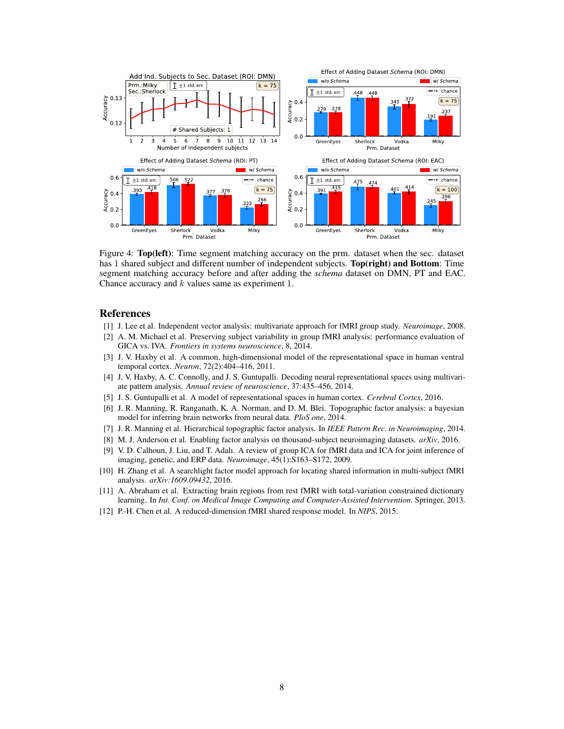Add Ind. Subjects to Sec. Dataset (ROI: DMN)

Prm.:Milky
Sec.:Sherlock

±1 std. err.

k = 75

# Shared Subjects: 1

Accuracy

0.13
0.12

1 2 3 4 5 6 7 8 9 10 11 12 13 14

Number of independent subjects

Effect of Adding Dataset *Schema* (ROI: DMN)

w/o *Schema* w/ *Schema*

±1 std. err. chance k = 75

Accuracy

.279 .278 .448 .448 .345 .372 .191 .237

GreenEyes Sherlock Vodka Milky

Prm. Dataset

Effect of Adding Dataset *Schema* (ROI: PT)

w/o *Schema* w/ *Schema*

±1 std. err. chance k = 75

Accuracy

.393 .418 .506 .522 .377 .378 .222 .266

GreenEyes Sherlock Vodka Milky

Prm. Dataset

Effect of Adding Dataset *Schema* (ROI: EAC)

w/o *Schema* w/ *Schema*

±1 std. err. chance k = 100

Accuracy

.391 .415 .475 .474 .401 .414 .245 .296

GreenEyes Sherlock Vodka Milky

Prm. Dataset

Figure 4: **Top(left)**: Time segment matching accuracy on the prm. dataset when the sec. dataset has 1 shared subject and different number of independent subjects. **Top(right) and Bottom**: Time segment matching accuracy before and after adding the *schema* dataset on DMN, PT and EAC. Chance accuracy and $k$ values same as experiment 1.

## References

[1] J. Lee et al. Independent vector analysis: multivariate approach for fMRI group study. *Neuroimage*, 2008.

[2] A. M. Michael et al. Preserving subject variability in group fMRI analysis: performance evaluation of GICA vs. IVA. *Frontiers in systems neuroscience*, 8, 2014.

[3] J. V. Haxby et al. A common, high-dimensional model of the representational space in human ventral temporal cortex. *Neuron*, 72(2):404–416, 2011.

[4] J. V. Haxby, A. C. Connolly, and J. S. Guntupalli. Decoding neural representational spaces using multivariate pattern analysis. *Annual review of neuroscience*, 37:435–456, 2014.

[5] J. S. Guntupalli et al. A model of representational spaces in human cortex. *Cerebral Cortex*, 2016.

[6] J. R. Manning, R. Ranganath, K. A. Norman, and D. M. Blei. Topographic factor analysis: a bayesian model for inferring brain networks from neural data. *PloS one*, 2014.

[7] J. R. Manning et al. Hierarchical topographic factor analysis. In *IEEE Pattern Rec. in Neuroimaging*, 2014.

[8] M. J. Anderson et al. Enabling factor analysis on thousand-subject neuroimaging datasets. *arXiv*, 2016.

[9] V. D. Calhoun, J. Liu, and T. Adalı. A review of group ICA for fMRI data and ICA for joint inference of imaging, genetic, and ERP data. *Neuroimage*, 45(1):S163–S172, 2009.

[10] H. Zhang et al. A searchlight factor model approach for locating shared information in multi-subject fMRI analysis. *arXiv:1609.09432*, 2016.

[11] A. Abraham et al. Extracting brain regions from rest fMRI with total-variation constrained dictionary learning. In *Int. Conf. on Medical Image Computing and Computer-Assisted Intervention*. Springer, 2013.

[12] P.-H. Chen et al. A reduced-dimension fMRI shared response model. In *NIPS*, 2015.